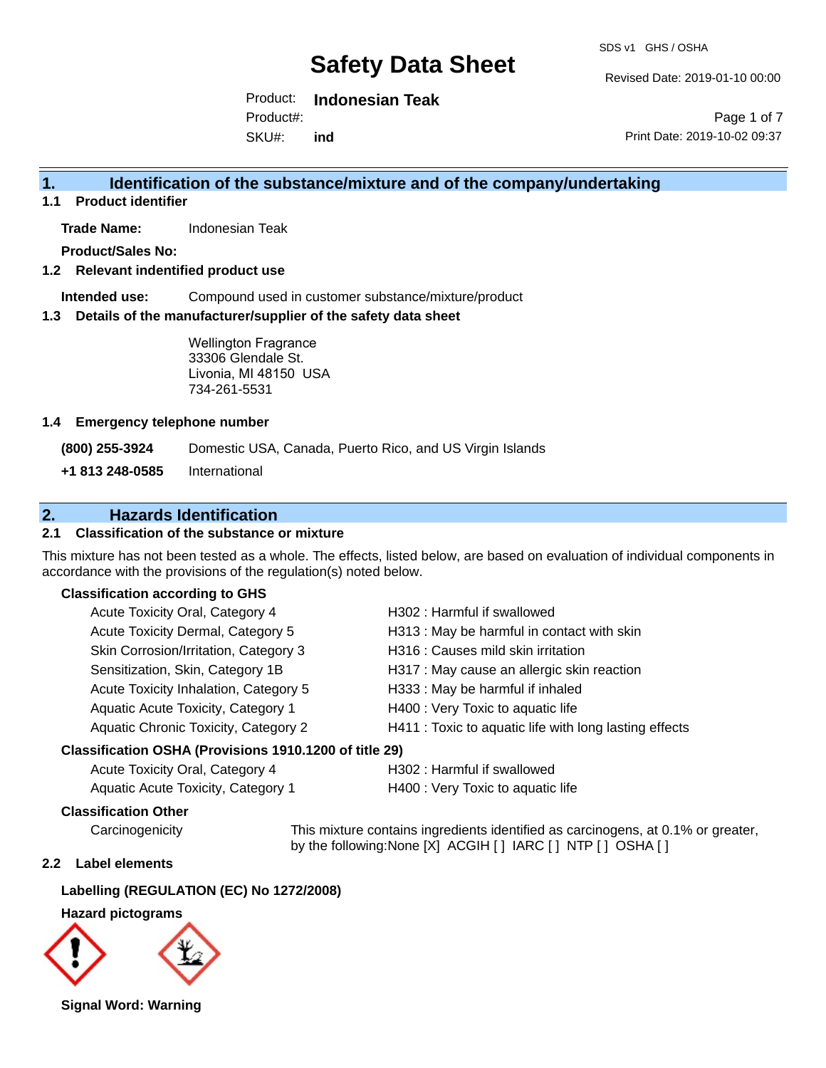# Safety Data Sheet

SDS v1 GHS / OSHA

Revised Date: 2019-01-10 00:00

Product: **Indonesian Teak**

Product#:

SKU#: **ind**

Print Date: 2019-10-02 09:37

## 1. Identification of the substance/mixture and of the company/undertaking

### 1.1 Product identifier

**Trade Name:** Indonesian Teak

**Product/Sales No:**

### 1.2 Relevant indentified product use

**Intended use:** Compound used in customer substance/mixture/product

### 1.3 Details of the manufacturer/supplier of the safety data sheet

Wellington Fragrance
33306 Glendale St.
Livonia, MI 48150 USA
734-261-5531

### 1.4 Emergency telephone number

**(800) 255-3924** Domestic USA, Canada, Puerto Rico, and US Virgin Islands

**+1 813 248-0585** International

## 2. Hazards Identification

### 2.1 Classification of the substance or mixture

This mixture has not been tested as a whole. The effects, listed below, are based on evaluation of individual components in accordance with the provisions of the regulation(s) noted below.

**Classification according to GHS**

| | |
|---|---|
| Acute Toxicity Oral, Category 4 | H302 : Harmful if swallowed |
| Acute Toxicity Dermal, Category 5 | H313 : May be harmful in contact with skin |
| Skin Corrosion/Irritation, Category 3 | H316 : Causes mild skin irritation |
| Sensitization, Skin, Category 1B | H317 : May cause an allergic skin reaction |
| Acute Toxicity Inhalation, Category 5 | H333 : May be harmful if inhaled |
| Aquatic Acute Toxicity, Category 1 | H400 : Very Toxic to aquatic life |
| Aquatic Chronic Toxicity, Category 2 | H411 : Toxic to aquatic life with long lasting effects |

**Classification OSHA (Provisions 1910.1200 of title 29)**

| | |
|---|---|
| Acute Toxicity Oral, Category 4 | H302 : Harmful if swallowed |
| Aquatic Acute Toxicity, Category 1 | H400 : Very Toxic to aquatic life |

**Classification Other**

Carcinogenicity — This mixture contains ingredients identified as carcinogens, at 0.1% or greater, by the following:None [X] ACGIH [ ] IARC [ ] NTP [ ] OSHA [ ]

### 2.2 Label elements

**Labelling (REGULATION (EC) No 1272/2008)**

**Hazard pictograms**

**Signal Word: Warning**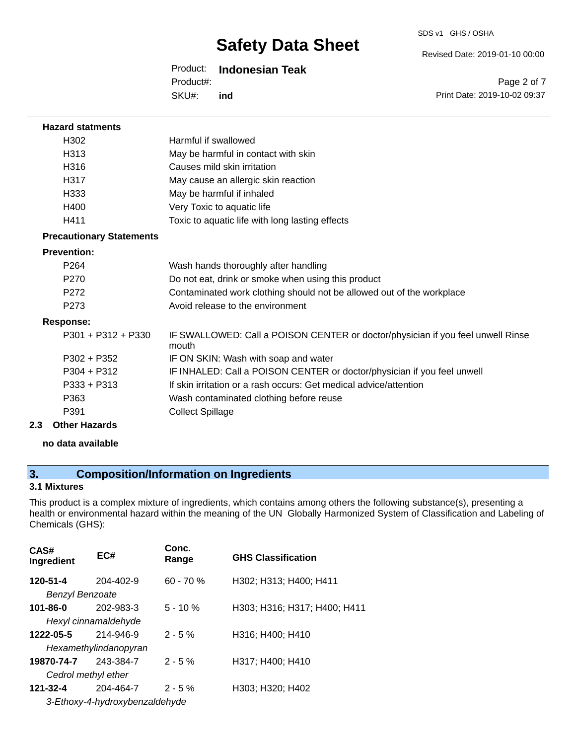**Hazard statments**

| | |
|---|---|
| H302 | Harmful if swallowed |
| H313 | May be harmful in contact with skin |
| H316 | Causes mild skin irritation |
| H317 | May cause an allergic skin reaction |
| H333 | May be harmful if inhaled |
| H400 | Very Toxic to aquatic life |
| H411 | Toxic to aquatic life with long lasting effects |

**Precautionary Statements**

**Prevention:**

| | |
|---|---|
| P264 | Wash hands thoroughly after handling |
| P270 | Do not eat, drink or smoke when using this product |
| P272 | Contaminated work clothing should not be allowed out of the workplace |
| P273 | Avoid release to the environment |

**Response:**

| | |
|---|---|
| P301 + P312 + P330 | IF SWALLOWED: Call a POISON CENTER or doctor/physician if you feel unwell Rinse mouth |
| P302 + P352 | IF ON SKIN: Wash with soap and water |
| P304 + P312 | IF INHALED: Call a POISON CENTER or doctor/physician if you feel unwell |
| P333 + P313 | If skin irritation or a rash occurs: Get medical advice/attention |
| P363 | Wash contaminated clothing before reuse |
| P391 | Collect Spillage |

### 2.3 Other Hazards

**no data available**

## 3. Composition/Information on Ingredients

### 3.1 Mixtures

This product is a complex mixture of ingredients, which contains among others the following substance(s), presenting a health or environmental hazard within the meaning of the UN Globally Harmonized System of Classification and Labeling of Chemicals (GHS):

| CAS# Ingredient | EC# | Conc. Range | GHS Classification |
|---|---|---|---|
| **120-51-4** *Benzyl Benzoate* | 204-402-9 | 60 - 70 % | H302; H313; H400; H411 |
| **101-86-0** *Hexyl cinnamaldehyde* | 202-983-3 | 5 - 10 % | H303; H316; H317; H400; H411 |
| **1222-05-5** *Hexamethylindanopyran* | 214-946-9 | 2 - 5 % | H316; H400; H410 |
| **19870-74-7** *Cedrol methyl ether* | 243-384-7 | 2 - 5 % | H317; H400; H410 |
| **121-32-4** *3-Ethoxy-4-hydroxybenzaldehyde* | 204-464-7 | 2 - 5 % | H303; H320; H402 |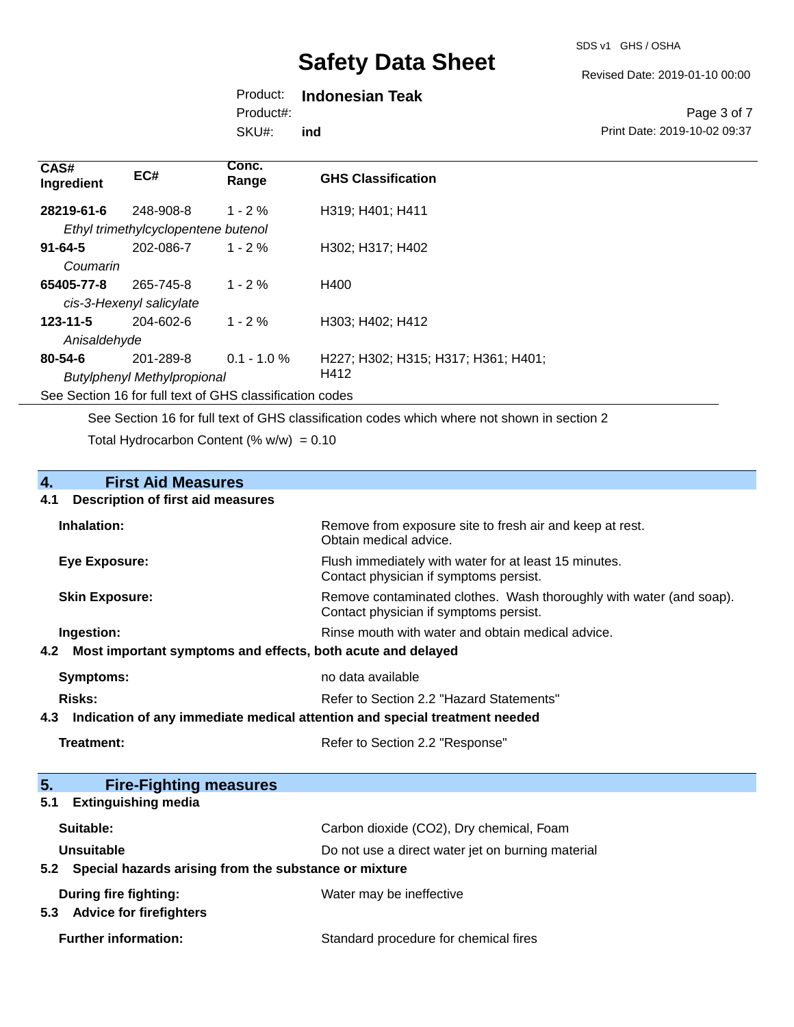| CAS# Ingredient | EC# | Conc. Range | GHS Classification |
|---|---|---|---|
| **28219-61-6** | 248-908-8 | 1 - 2 % | H319; H401; H411 |
| *Ethyl trimethylcyclopentene butenol* | | | |
| **91-64-5** | 202-086-7 | 1 - 2 % | H302; H317; H402 |
| *Coumarin* | | | |
| **65405-77-8** | 265-745-8 | 1 - 2 % | H400 |
| *cis-3-Hexenyl salicylate* | | | |
| **123-11-5** | 204-602-6 | 1 - 2 % | H303; H402; H412 |
| *Anisaldehyde* | | | |
| **80-54-6** | 201-289-8 | 0.1 - 1.0 % | H227; H302; H315; H317; H361; H401; H412 |
| *Butylphenyl Methylpropional* | | | |

See Section 16 for full text of GHS classification codes

See Section 16 for full text of GHS classification codes which where not shown in section 2

Total Hydrocarbon Content (% w/w) = 0.10

## 4. First Aid Measures

### 4.1 Description of first aid measures

**Inhalation:** Remove from exposure site to fresh air and keep at rest. Obtain medical advice.

**Eye Exposure:** Flush immediately with water for at least 15 minutes. Contact physician if symptoms persist.

**Skin Exposure:** Remove contaminated clothes. Wash thoroughly with water (and soap). Contact physician if symptoms persist.

**Ingestion:** Rinse mouth with water and obtain medical advice.

### 4.2 Most important symptoms and effects, both acute and delayed

**Symptoms:** no data available

**Risks:** Refer to Section 2.2 "Hazard Statements"

### 4.3 Indication of any immediate medical attention and special treatment needed

**Treatment:** Refer to Section 2.2 "Response"

## 5. Fire-Fighting measures

### 5.1 Extinguishing media

**Suitable:** Carbon dioxide ($CO_2$), Dry chemical, Foam

**Unsuitable** Do not use a direct water jet on burning material

### 5.2 Special hazards arising from the substance or mixture

**During fire fighting:** Water may be ineffective

### 5.3 Advice for firefighters

**Further information:** Standard procedure for chemical fires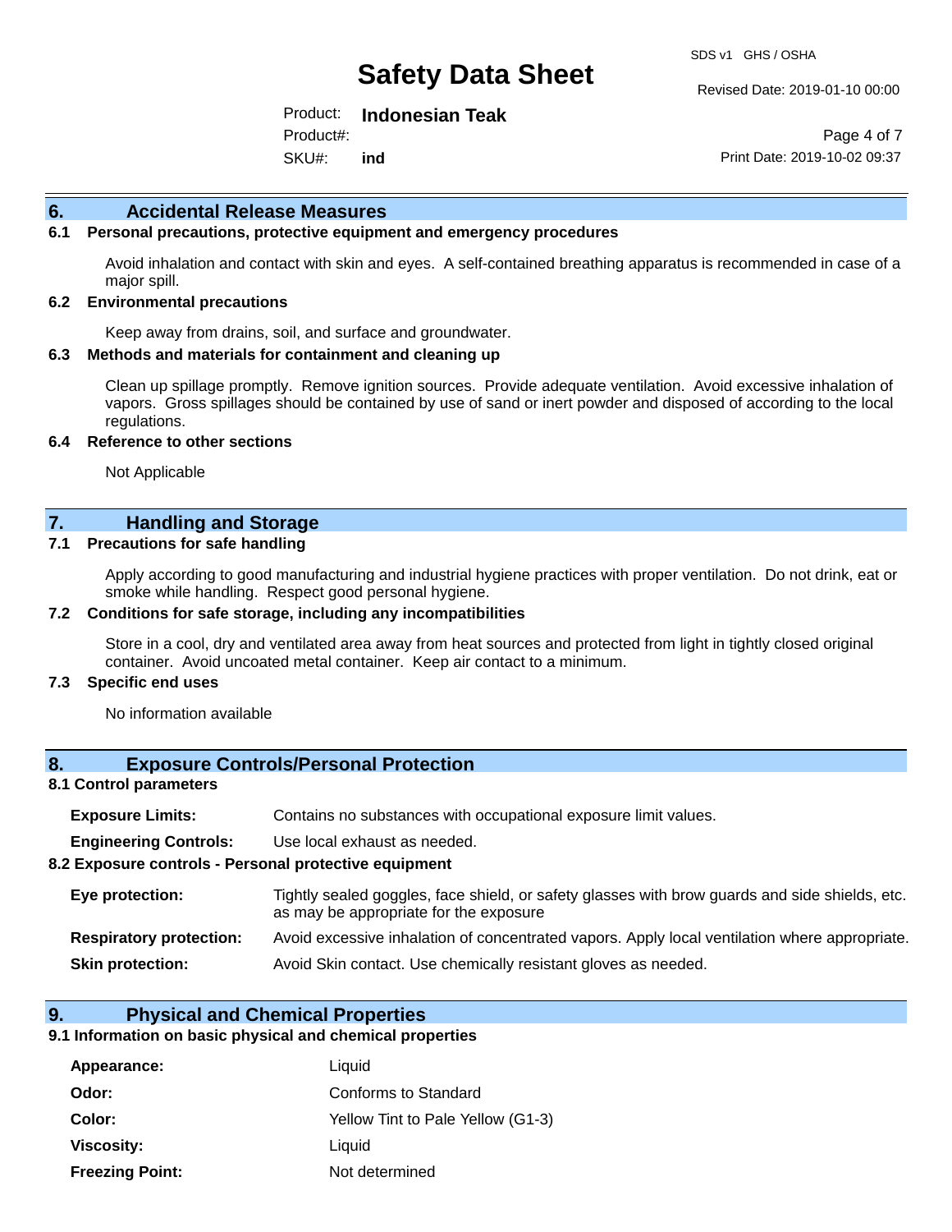## 6. Accidental Release Measures

### 6.1 Personal precautions, protective equipment and emergency procedures

Avoid inhalation and contact with skin and eyes. A self-contained breathing apparatus is recommended in case of a major spill.

### 6.2 Environmental precautions

Keep away from drains, soil, and surface and groundwater.

### 6.3 Methods and materials for containment and cleaning up

Clean up spillage promptly. Remove ignition sources. Provide adequate ventilation. Avoid excessive inhalation of vapors. Gross spillages should be contained by use of sand or inert powder and disposed of according to the local regulations.

### 6.4 Reference to other sections

Not Applicable

## 7. Handling and Storage

### 7.1 Precautions for safe handling

Apply according to good manufacturing and industrial hygiene practices with proper ventilation. Do not drink, eat or smoke while handling. Respect good personal hygiene.

### 7.2 Conditions for safe storage, including any incompatibilities

Store in a cool, dry and ventilated area away from heat sources and protected from light in tightly closed original container. Avoid uncoated metal container. Keep air contact to a minimum.

### 7.3 Specific end uses

No information available

## 8. Exposure Controls/Personal Protection

### 8.1 Control parameters

**Exposure Limits:** Contains no substances with occupational exposure limit values.

**Engineering Controls:** Use local exhaust as needed.

### 8.2 Exposure controls - Personal protective equipment

**Eye protection:** Tightly sealed goggles, face shield, or safety glasses with brow guards and side shields, etc. as may be appropriate for the exposure

**Respiratory protection:** Avoid excessive inhalation of concentrated vapors. Apply local ventilation where appropriate.

**Skin protection:** Avoid Skin contact. Use chemically resistant gloves as needed.

## 9. Physical and Chemical Properties

### 9.1 Information on basic physical and chemical properties

**Appearance:** Liquid

**Odor:** Conforms to Standard

**Color:** Yellow Tint to Pale Yellow (G1-3)

**Viscosity:** Liquid

**Freezing Point:** Not determined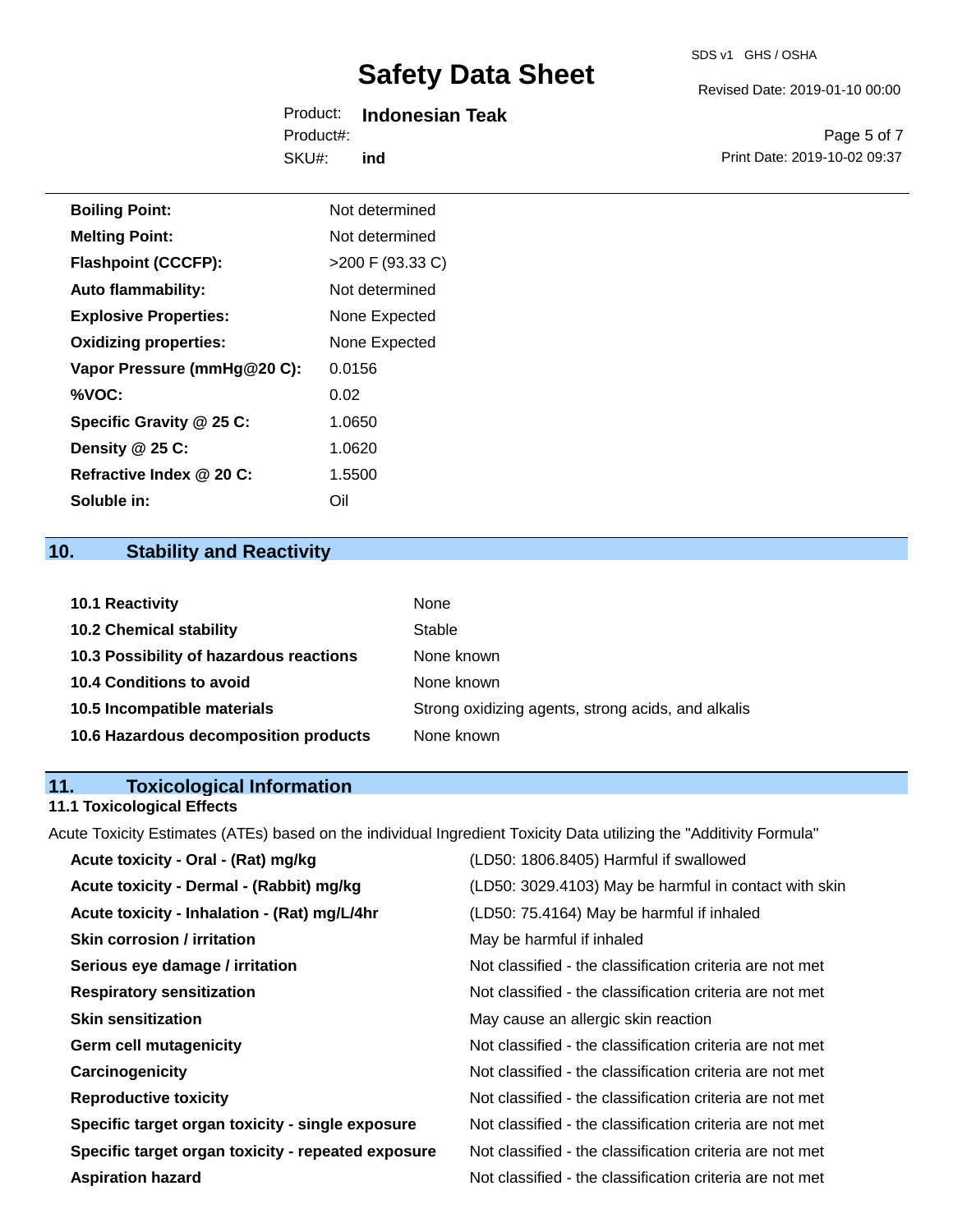| | |
|---|---|
| **Boiling Point:** | Not determined |
| **Melting Point:** | Not determined |
| **Flashpoint (CCCFP):** | >200 F (93.33 C) |
| **Auto flammability:** | Not determined |
| **Explosive Properties:** | None Expected |
| **Oxidizing properties:** | None Expected |
| **Vapor Pressure (mmHg@20 C):** | 0.0156 |
| **%VOC:** | 0.02 |
| **Specific Gravity @ 25 C:** | 1.0650 |
| **Density @ 25 C:** | 1.0620 |
| **Refractive Index @ 20 C:** | 1.5500 |
| **Soluble in:** | Oil |

## 10. Stability and Reactivity

| | |
|---|---|
| **10.1 Reactivity** | None |
| **10.2 Chemical stability** | Stable |
| **10.3 Possibility of hazardous reactions** | None known |
| **10.4 Conditions to avoid** | None known |
| **10.5 Incompatible materials** | Strong oxidizing agents, strong acids, and alkalis |
| **10.6 Hazardous decomposition products** | None known |

## 11. Toxicological Information

### 11.1 Toxicological Effects

Acute Toxicity Estimates (ATEs) based on the individual Ingredient Toxicity Data utilizing the "Additivity Formula"

| | |
|---|---|
| **Acute toxicity - Oral - (Rat) mg/kg** | (LD50: 1806.8405) Harmful if swallowed |
| **Acute toxicity - Dermal - (Rabbit) mg/kg** | (LD50: 3029.4103) May be harmful in contact with skin |
| **Acute toxicity - Inhalation - (Rat) mg/L/4hr** | (LD50: 75.4164) May be harmful if inhaled |
| **Skin corrosion / irritation** | May be harmful if inhaled |
| **Serious eye damage / irritation** | Not classified - the classification criteria are not met |
| **Respiratory sensitization** | Not classified - the classification criteria are not met |
| **Skin sensitization** | May cause an allergic skin reaction |
| **Germ cell mutagenicity** | Not classified - the classification criteria are not met |
| **Carcinogenicity** | Not classified - the classification criteria are not met |
| **Reproductive toxicity** | Not classified - the classification criteria are not met |
| **Specific target organ toxicity - single exposure** | Not classified - the classification criteria are not met |
| **Specific target organ toxicity - repeated exposure** | Not classified - the classification criteria are not met |
| **Aspiration hazard** | Not classified - the classification criteria are not met |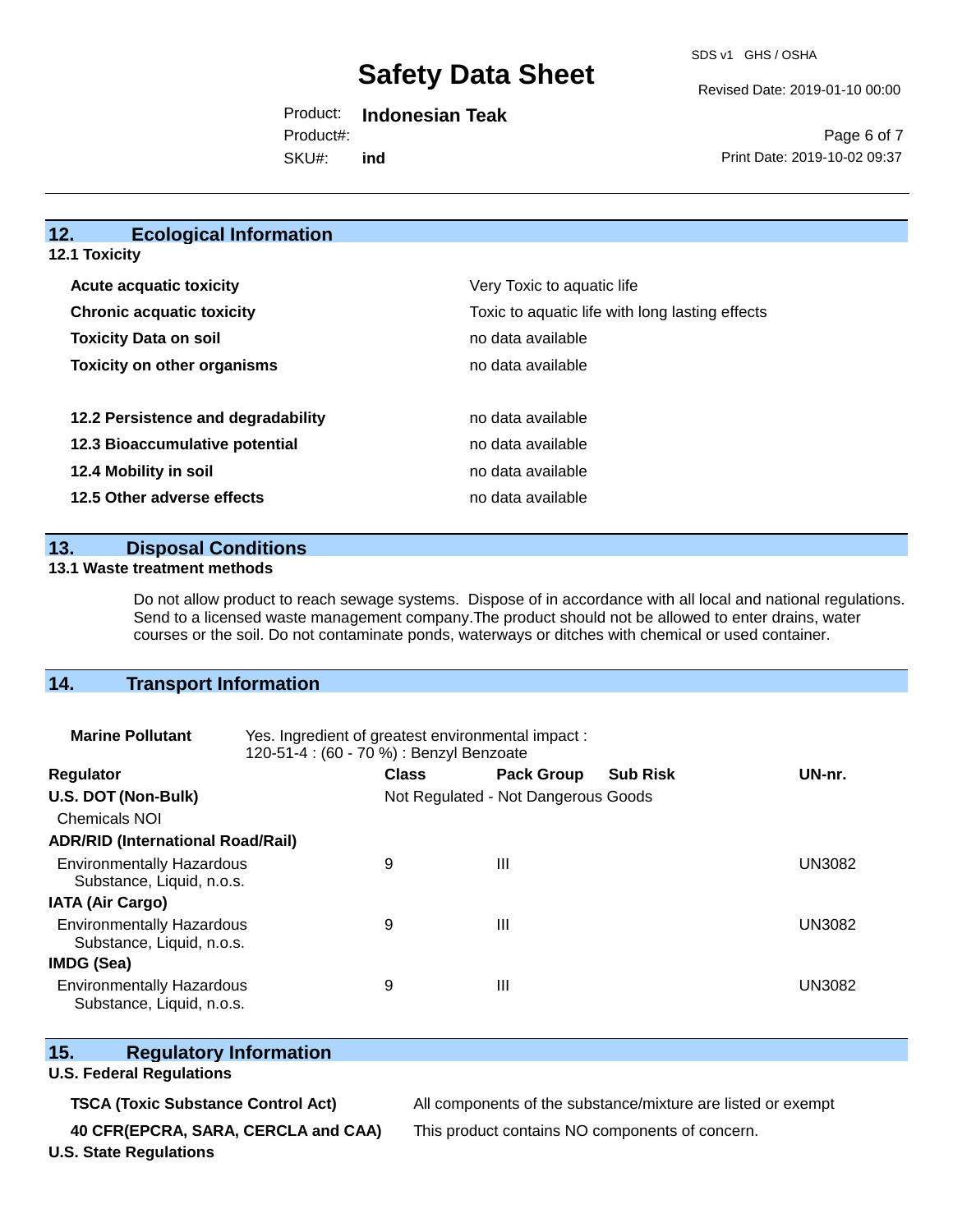## 12. Ecological Information

### 12.1 Toxicity

| | |
|---|---|
| **Acute acquatic toxicity** | Very Toxic to aquatic life |
| **Chronic acquatic toxicity** | Toxic to aquatic life with long lasting effects |
| **Toxicity Data on soil** | no data available |
| **Toxicity on other organisms** | no data available |
| **12.2 Persistence and degradability** | no data available |
| **12.3 Bioaccumulative potential** | no data available |
| **12.4 Mobility in soil** | no data available |
| **12.5 Other adverse effects** | no data available |

## 13. Disposal Conditions

### 13.1 Waste treatment methods

Do not allow product to reach sewage systems. Dispose of in accordance with all local and national regulations. Send to a licensed waste management company.The product should not be allowed to enter drains, water courses or the soil. Do not contaminate ponds, waterways or ditches with chemical or used container.

## 14. Transport Information

**Marine Pollutant** Yes. Ingredient of greatest environmental impact : 120-51-4 : (60 - 70 %) : Benzyl Benzoate

| Regulator | Class | Pack Group | Sub Risk | UN-nr. |
|---|---|---|---|---|
| **U.S. DOT (Non-Bulk)** | Not Regulated - Not Dangerous Goods | | | |
| Chemicals NOI | | | | |
| **ADR/RID (International Road/Rail)** | | | | |
| Environmentally Hazardous Substance, Liquid, n.o.s. | 9 | III | | UN3082 |
| **IATA (Air Cargo)** | | | | |
| Environmentally Hazardous Substance, Liquid, n.o.s. | 9 | III | | UN3082 |
| **IMDG (Sea)** | | | | |
| Environmentally Hazardous Substance, Liquid, n.o.s. | 9 | III | | UN3082 |

## 15. Regulatory Information

**U.S. Federal Regulations**

| | |
|---|---|
| **TSCA (Toxic Substance Control Act)** | All components of the substance/mixture are listed or exempt |
| **40 CFR(EPCRA, SARA, CERCLA and CAA)** | This product contains NO components of concern. |

**U.S. State Regulations**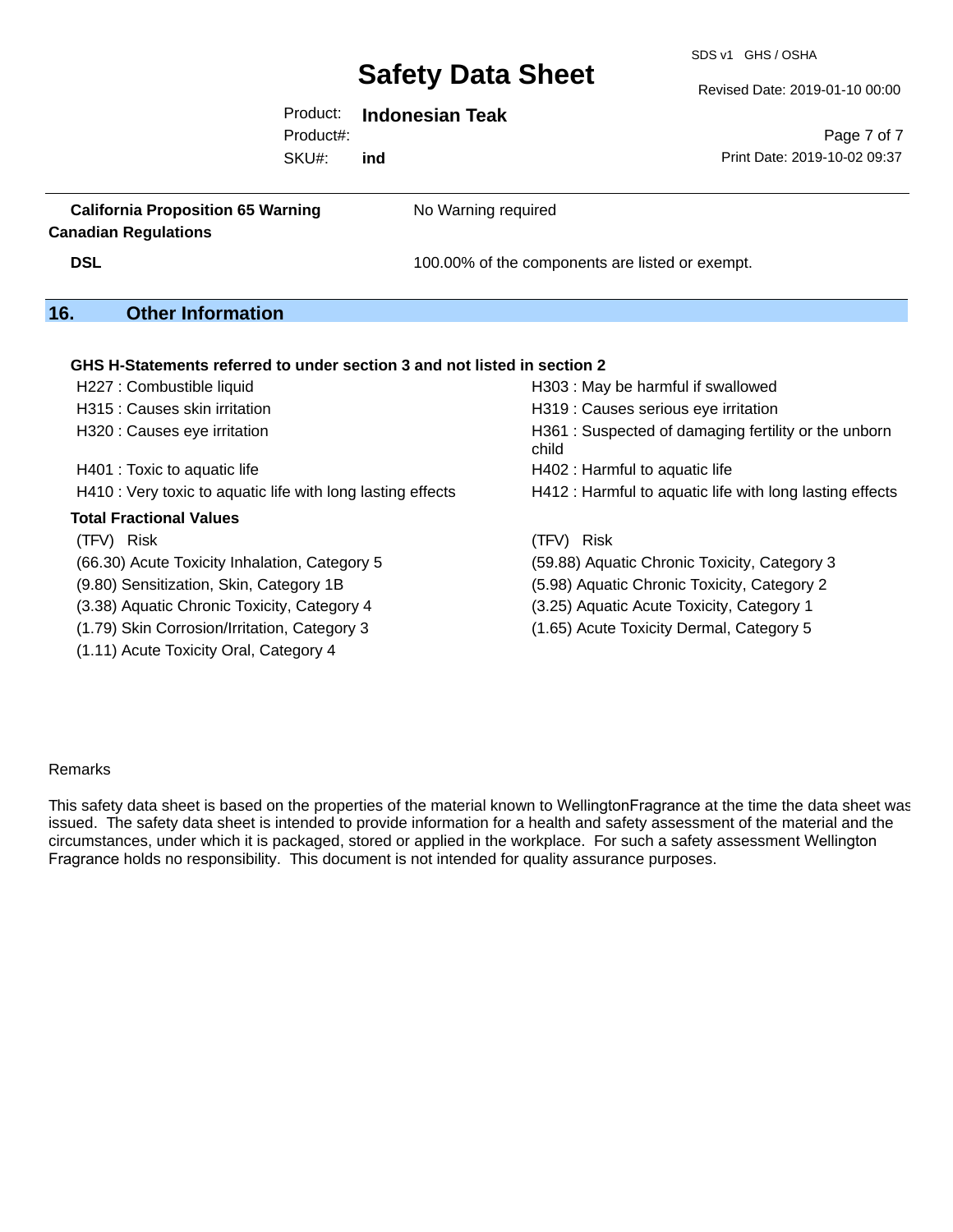**California Proposition 65 Warning** No Warning required

**Canadian Regulations**

**DSL** 100.00% of the components are listed or exempt.

## 16. Other Information

**GHS H-Statements referred to under section 3 and not listed in section 2**

H227 : Combustible liquid
H303 : May be harmful if swallowed
H315 : Causes skin irritation
H319 : Causes serious eye irritation
H320 : Causes eye irritation
H361 : Suspected of damaging fertility or the unborn child
H401 : Toxic to aquatic life
H402 : Harmful to aquatic life
H410 : Very toxic to aquatic life with long lasting effects
H412 : Harmful to aquatic life with long lasting effects

**Total Fractional Values**

| (TFV) Risk | (TFV) Risk |
|---|---|
| (66.30) Acute Toxicity Inhalation, Category 5 | (59.88) Aquatic Chronic Toxicity, Category 3 |
| (9.80) Sensitization, Skin, Category 1B | (5.98) Aquatic Chronic Toxicity, Category 2 |
| (3.38) Aquatic Chronic Toxicity, Category 4 | (3.25) Aquatic Acute Toxicity, Category 1 |
| (1.79) Skin Corrosion/Irritation, Category 3 | (1.65) Acute Toxicity Dermal, Category 5 |
| (1.11) Acute Toxicity Oral, Category 4 | |

Remarks

This safety data sheet is based on the properties of the material known to WellingtonFragrance at the time the data sheet was issued. The safety data sheet is intended to provide information for a health and safety assessment of the material and the circumstances, under which it is packaged, stored or applied in the workplace. For such a safety assessment Wellington Fragrance holds no responsibility. This document is not intended for quality assurance purposes.